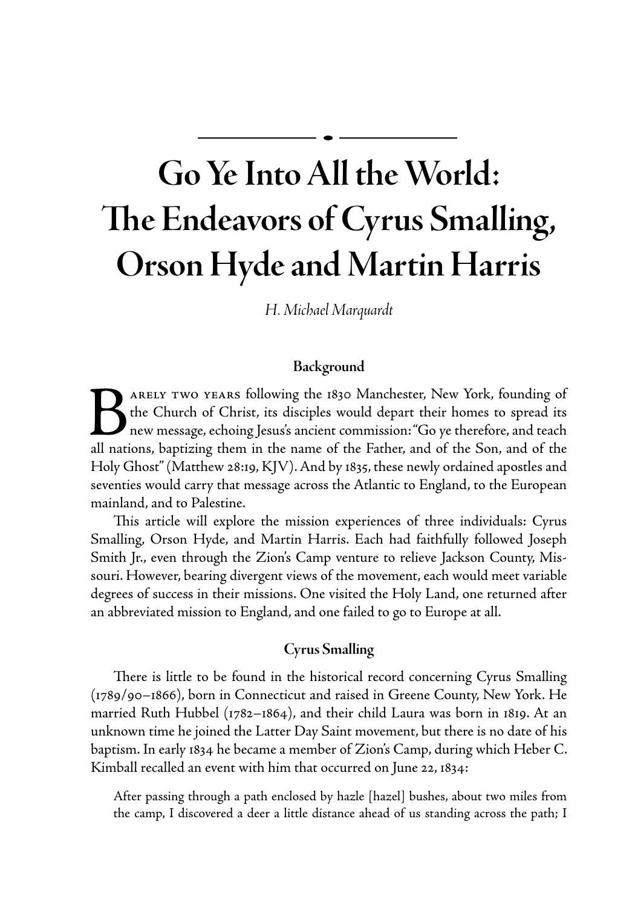# Go Ye Into All the World: The Endeavors of Cyrus Smalling, Orson Hyde and Martin Harris

*H. Michael Marquardt*

## Background

Barely two years following the 1830 Manchester, New York, founding of the Church of Christ, its disciples would depart their homes to spread its new message, echoing Jesus's ancient commission: "Go ye therefore, and teach all nations, baptizing them in the name of the Father, and of the Son, and of the Holy Ghost" (Matthew 28:19, KJV). And by 1835, these newly ordained apostles and seventies would carry that message across the Atlantic to England, to the European mainland, and to Palestine.

This article will explore the mission experiences of three individuals: Cyrus Smalling, Orson Hyde, and Martin Harris. Each had faithfully followed Joseph Smith Jr., even through the Zion's Camp venture to relieve Jackson County, Missouri. However, bearing divergent views of the movement, each would meet variable degrees of success in their missions. One visited the Holy Land, one returned after an abbreviated mission to England, and one failed to go to Europe at all.

## Cyrus Smalling

There is little to be found in the historical record concerning Cyrus Smalling (1789/90–1866), born in Connecticut and raised in Greene County, New York. He married Ruth Hubbel (1782–1864), and their child Laura was born in 1819. At an unknown time he joined the Latter Day Saint movement, but there is no date of his baptism. In early 1834 he became a member of Zion's Camp, during which Heber C. Kimball recalled an event with him that occurred on June 22, 1834:

> After passing through a path enclosed by hazle [hazel] bushes, about two miles from the camp, I discovered a deer a little distance ahead of us standing across the path; I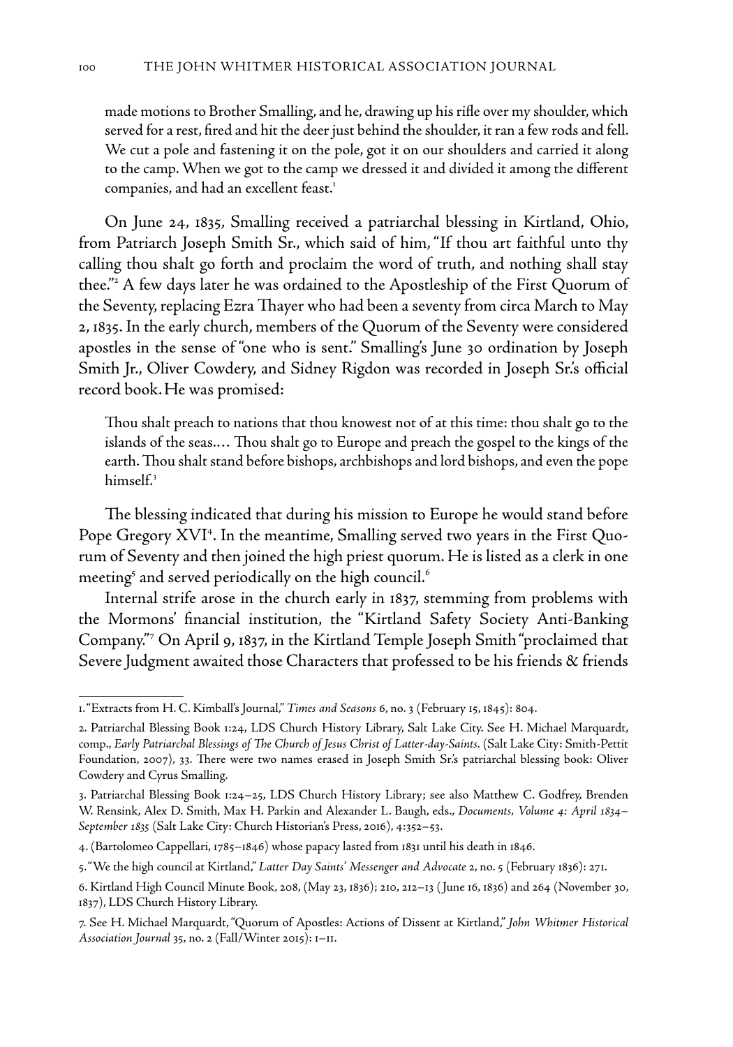made motions to Brother Smalling, and he, drawing up his rifle over my shoulder, which served for a rest, fired and hit the deer just behind the shoulder, it ran a few rods and fell. We cut a pole and fastening it on the pole, got it on our shoulders and carried it along to the camp. When we got to the camp we dressed it and divided it among the different companies, and had an excellent feast.[1]

On June 24, 1835, Smalling received a patriarchal blessing in Kirtland, Ohio, from Patriarch Joseph Smith Sr., which said of him, "If thou art faithful unto thy calling thou shalt go forth and proclaim the word of truth, and nothing shall stay thee."[2] A few days later he was ordained to the Apostleship of the First Quorum of the Seventy, replacing Ezra Thayer who had been a seventy from circa March to May 2, 1835. In the early church, members of the Quorum of the Seventy were considered apostles in the sense of "one who is sent." Smalling's June 30 ordination by Joseph Smith Jr., Oliver Cowdery, and Sidney Rigdon was recorded in Joseph Sr.'s official record book. He was promised:

> Thou shalt preach to nations that thou knowest not of at this time: thou shalt go to the islands of the seas.… Thou shalt go to Europe and preach the gospel to the kings of the earth. Thou shalt stand before bishops, archbishops and lord bishops, and even the pope himself.[3]

The blessing indicated that during his mission to Europe he would stand before Pope Gregory XVI[4]. In the meantime, Smalling served two years in the First Quorum of Seventy and then joined the high priest quorum. He is listed as a clerk in one meeting[5] and served periodically on the high council.[6]

Internal strife arose in the church early in 1837, stemming from problems with the Mormons' financial institution, the "Kirtland Safety Society Anti-Banking Company."[7] On April 9, 1837, in the Kirtland Temple Joseph Smith "proclaimed that Severe Judgment awaited those Characters that professed to be his friends & friends

---

1. "Extracts from H. C. Kimball's Journal," *Times and Seasons* 6, no. 3 (February 15, 1845): 804.

2. Patriarchal Blessing Book 1:24, LDS Church History Library, Salt Lake City. See H. Michael Marquardt, comp., *Early Patriarchal Blessings of The Church of Jesus Christ of Latter-day-Saints.* (Salt Lake City: Smith-Pettit Foundation, 2007), 33. There were two names erased in Joseph Smith Sr.'s patriarchal blessing book: Oliver Cowdery and Cyrus Smalling.

3. Patriarchal Blessing Book 1:24–25, LDS Church History Library; see also Matthew C. Godfrey, Brenden W. Rensink, Alex D. Smith, Max H. Parkin and Alexander L. Baugh, eds., *Documents, Volume 4: April 1834–September 1835* (Salt Lake City: Church Historian's Press, 2016), 4:352–53.

4. (Bartolomeo Cappellari, 1785–1846) whose papacy lasted from 1831 until his death in 1846.

5. "We the high council at Kirtland," *Latter Day Saints' Messenger and Advocate* 2, no. 5 (February 1836): 271.

6. Kirtland High Council Minute Book, 208, (May 23, 1836); 210, 212–13 (June 16, 1836) and 264 (November 30, 1837), LDS Church History Library.

7. See H. Michael Marquardt, "Quorum of Apostles: Actions of Dissent at Kirtland," *John Whitmer Historical Association Journal* 35, no. 2 (Fall/Winter 2015): 1–11.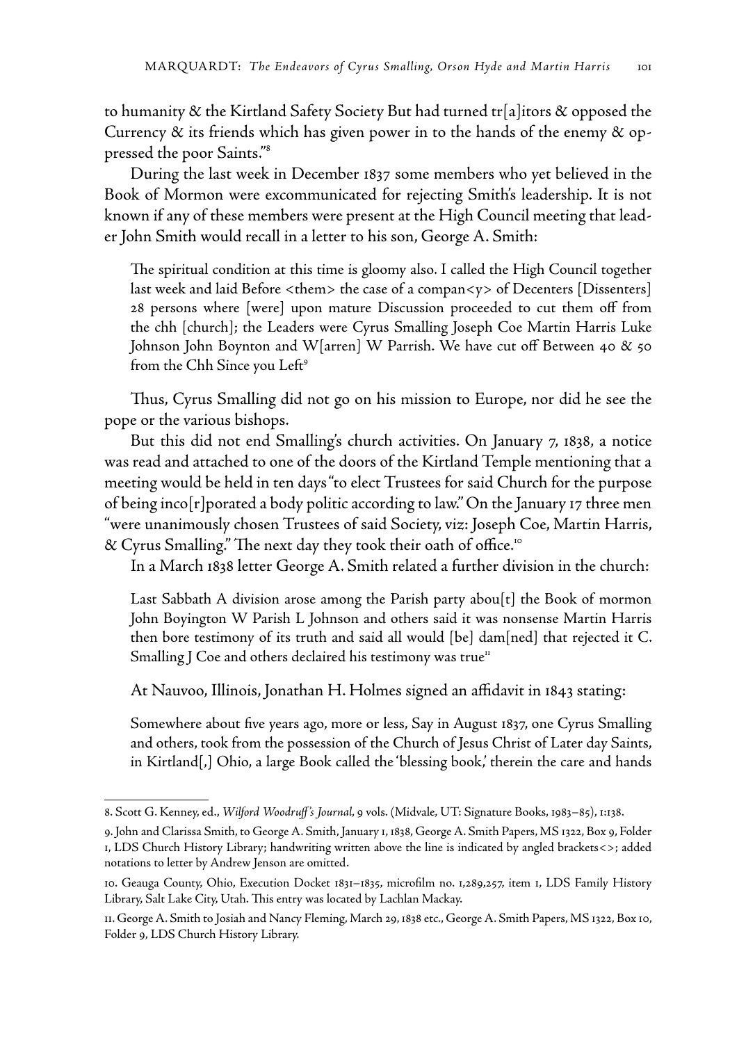to humanity & the Kirtland Safety Society But had turned tr[a]itors & opposed the Currency & its friends which has given power in to the hands of the enemy & oppressed the poor Saints."[8]

During the last week in December 1837 some members who yet believed in the Book of Mormon were excommunicated for rejecting Smith's leadership. It is not known if any of these members were present at the High Council meeting that leader John Smith would recall in a letter to his son, George A. Smith:

> The spiritual condition at this time is gloomy also. I called the High Council together last week and laid Before <them> the case of a compan<y> of Decenters [Dissenters] 28 persons where [were] upon mature Discussion proceeded to cut them off from the chh [church]; the Leaders were Cyrus Smalling Joseph Coe Martin Harris Luke Johnson John Boynton and W[arren] W Parrish. We have cut off Between 40 & 50 from the Chh Since you Left[9]

Thus, Cyrus Smalling did not go on his mission to Europe, nor did he see the pope or the various bishops.

But this did not end Smalling's church activities. On January 7, 1838, a notice was read and attached to one of the doors of the Kirtland Temple mentioning that a meeting would be held in ten days "to elect Trustees for said Church for the purpose of being inco[r]porated a body politic according to law." On the January 17 three men "were unanimously chosen Trustees of said Society, viz: Joseph Coe, Martin Harris, & Cyrus Smalling." The next day they took their oath of office.[10]

In a March 1838 letter George A. Smith related a further division in the church:

> Last Sabbath A division arose among the Parish party abou[t] the Book of mormon John Boyington W Parish L Johnson and others said it was nonsense Martin Harris then bore testimony of its truth and said all would [be] dam[ned] that rejected it C. Smalling J Coe and others declaired his testimony was true[11]

At Nauvoo, Illinois, Jonathan H. Holmes signed an affidavit in 1843 stating:

> Somewhere about five years ago, more or less, Say in August 1837, one Cyrus Smalling and others, took from the possession of the Church of Jesus Christ of Later day Saints, in Kirtland[,] Ohio, a large Book called the 'blessing book,' therein the care and hands

---

8. Scott G. Kenney, ed., *Wilford Woodruff's Journal*, 9 vols. (Midvale, UT: Signature Books, 1983–85), 1:138.

9. John and Clarissa Smith, to George A. Smith, January 1, 1838, George A. Smith Papers, MS 1322, Box 9, Folder 1, LDS Church History Library; handwriting written above the line is indicated by angled brackets<>; added notations to letter by Andrew Jenson are omitted.

10. Geauga County, Ohio, Execution Docket 1831–1835, microfilm no. 1,289,257, item 1, LDS Family History Library, Salt Lake City, Utah. This entry was located by Lachlan Mackay.

11. George A. Smith to Josiah and Nancy Fleming, March 29, 1838 etc., George A. Smith Papers, MS 1322, Box 10, Folder 9, LDS Church History Library.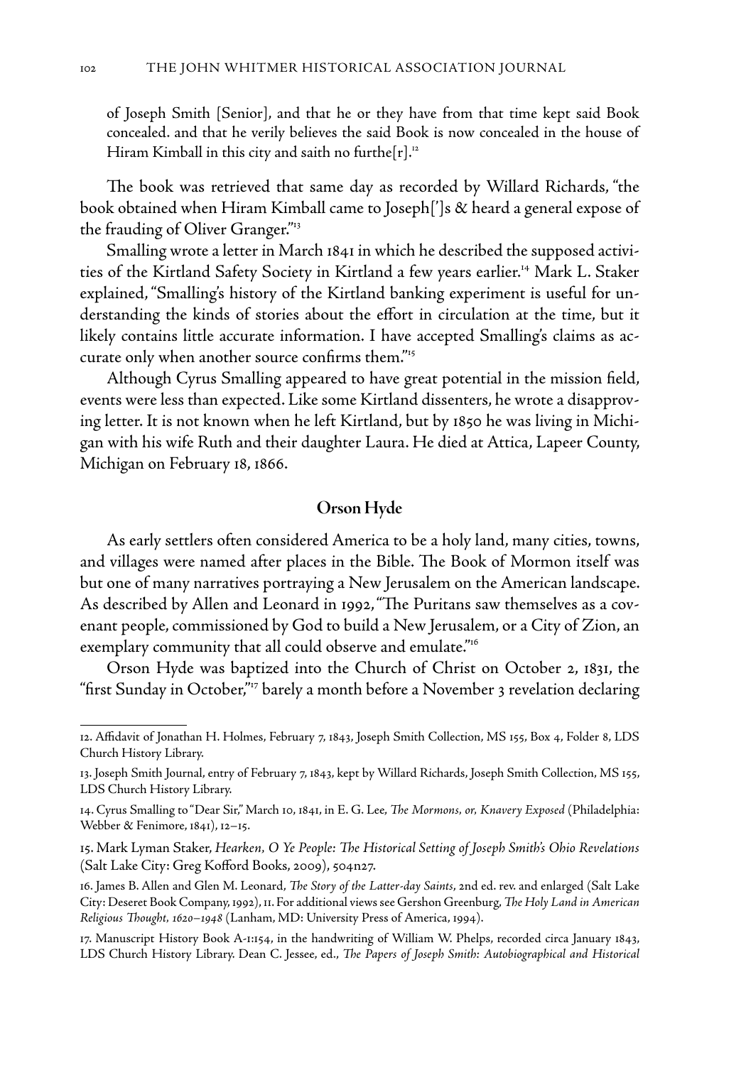of Joseph Smith [Senior], and that he or they have from that time kept said Book concealed. and that he verily believes the said Book is now concealed in the house of Hiram Kimball in this city and saith no furthe[r].[12]

The book was retrieved that same day as recorded by Willard Richards, "the book obtained when Hiram Kimball came to Joseph[']s & heard a general expose of the frauding of Oliver Granger."[13]

Smalling wrote a letter in March 1841 in which he described the supposed activities of the Kirtland Safety Society in Kirtland a few years earlier.[14] Mark L. Staker explained, "Smalling's history of the Kirtland banking experiment is useful for understanding the kinds of stories about the effort in circulation at the time, but it likely contains little accurate information. I have accepted Smalling's claims as accurate only when another source confirms them."[15]

Although Cyrus Smalling appeared to have great potential in the mission field, events were less than expected. Like some Kirtland dissenters, he wrote a disapproving letter. It is not known when he left Kirtland, but by 1850 he was living in Michigan with his wife Ruth and their daughter Laura. He died at Attica, Lapeer County, Michigan on February 18, 1866.

## Orson Hyde

As early settlers often considered America to be a holy land, many cities, towns, and villages were named after places in the Bible. The Book of Mormon itself was but one of many narratives portraying a New Jerusalem on the American landscape. As described by Allen and Leonard in 1992, "The Puritans saw themselves as a covenant people, commissioned by God to build a New Jerusalem, or a City of Zion, an exemplary community that all could observe and emulate."[16]

Orson Hyde was baptized into the Church of Christ on October 2, 1831, the "first Sunday in October,"[17] barely a month before a November 3 revelation declaring

---

12. Affidavit of Jonathan H. Holmes, February 7, 1843, Joseph Smith Collection, MS 155, Box 4, Folder 8, LDS Church History Library.

13. Joseph Smith Journal, entry of February 7, 1843, kept by Willard Richards, Joseph Smith Collection, MS 155, LDS Church History Library.

14. Cyrus Smalling to "Dear Sir," March 10, 1841, in E. G. Lee, *The Mormons, or, Knavery Exposed* (Philadelphia: Webber & Fenimore, 1841), 12–15.

15. Mark Lyman Staker, *Hearken, O Ye People: The Historical Setting of Joseph Smith's Ohio Revelations* (Salt Lake City: Greg Kofford Books, 2009), 504n27.

16. James B. Allen and Glen M. Leonard, *The Story of the Latter-day Saints*, 2nd ed. rev. and enlarged (Salt Lake City: Deseret Book Company, 1992), 11. For additional views see Gershon Greenburg, *The Holy Land in American Religious Thought, 1620–1948* (Lanham, MD: University Press of America, 1994).

17. Manuscript History Book A-1:154, in the handwriting of William W. Phelps, recorded circa January 1843, LDS Church History Library. Dean C. Jessee, ed., *The Papers of Joseph Smith: Autobiographical and Historical*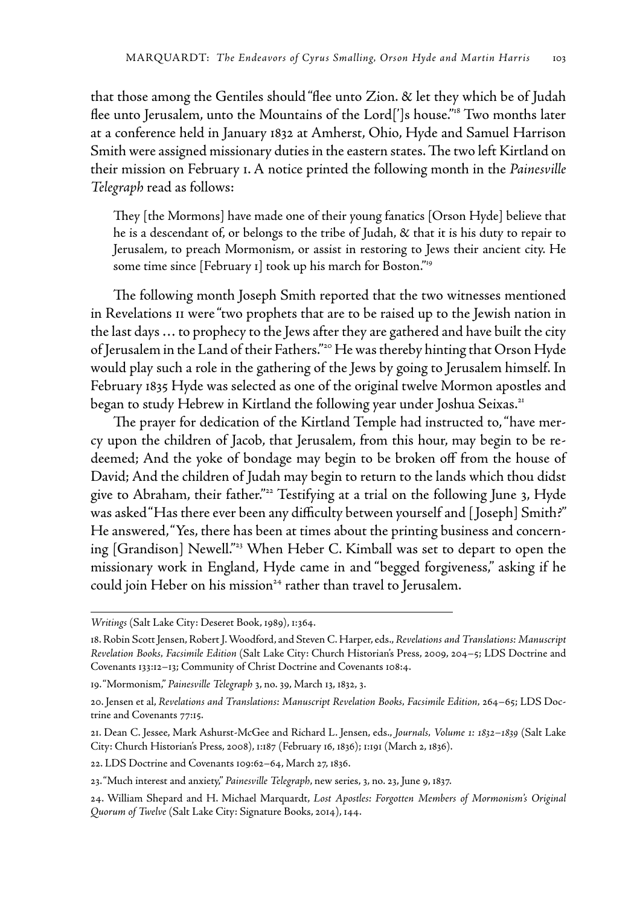that those among the Gentiles should "flee unto Zion. & let they which be of Judah flee unto Jerusalem, unto the Mountains of the Lord[']s house."[18] Two months later at a conference held in January 1832 at Amherst, Ohio, Hyde and Samuel Harrison Smith were assigned missionary duties in the eastern states. The two left Kirtland on their mission on February 1. A notice printed the following month in the *Painesville Telegraph* read as follows:

> They [the Mormons] have made one of their young fanatics [Orson Hyde] believe that he is a descendant of, or belongs to the tribe of Judah, & that it is his duty to repair to Jerusalem, to preach Mormonism, or assist in restoring to Jews their ancient city. He some time since [February 1] took up his march for Boston."[19]

The following month Joseph Smith reported that the two witnesses mentioned in Revelations 11 were "two prophets that are to be raised up to the Jewish nation in the last days … to prophecy to the Jews after they are gathered and have built the city of Jerusalem in the Land of their Fathers."[20] He was thereby hinting that Orson Hyde would play such a role in the gathering of the Jews by going to Jerusalem himself. In February 1835 Hyde was selected as one of the original twelve Mormon apostles and began to study Hebrew in Kirtland the following year under Joshua Seixas.[21]

The prayer for dedication of the Kirtland Temple had instructed to, "have mercy upon the children of Jacob, that Jerusalem, from this hour, may begin to be redeemed; And the yoke of bondage may begin to be broken off from the house of David; And the children of Judah may begin to return to the lands which thou didst give to Abraham, their father."[22] Testifying at a trial on the following June 3, Hyde was asked "Has there ever been any difficulty between yourself and [Joseph] Smith?" He answered, "Yes, there has been at times about the printing business and concerning [Grandison] Newell."[23] When Heber C. Kimball was set to depart to open the missionary work in England, Hyde came in and "begged forgiveness," asking if he could join Heber on his mission[24] rather than travel to Jerusalem.

---

*Writings* (Salt Lake City: Deseret Book, 1989), 1:364.

18. Robin Scott Jensen, Robert J. Woodford, and Steven C. Harper, eds., *Revelations and Translations: Manuscript Revelation Books, Facsimile Edition* (Salt Lake City: Church Historian's Press, 2009, 204–5; LDS Doctrine and Covenants 133:12–13; Community of Christ Doctrine and Covenants 108:4.

19. "Mormonism," *Painesville Telegraph* 3, no. 39, March 13, 1832, 3.

20. Jensen et al, *Revelations and Translations: Manuscript Revelation Books, Facsimile Edition*, 264–65; LDS Doctrine and Covenants 77:15.

21. Dean C. Jessee, Mark Ashurst-McGee and Richard L. Jensen, eds., *Journals, Volume 1: 1832–1839* (Salt Lake City: Church Historian's Press, 2008), 1:187 (February 16, 1836); 1:191 (March 2, 1836).

22. LDS Doctrine and Covenants 109:62–64, March 27, 1836.

23. "Much interest and anxiety," *Painesville Telegraph*, new series, 3, no. 23, June 9, 1837.

24. William Shepard and H. Michael Marquardt, *Lost Apostles: Forgotten Members of Mormonism's Original Quorum of Twelve* (Salt Lake City: Signature Books, 2014), 144.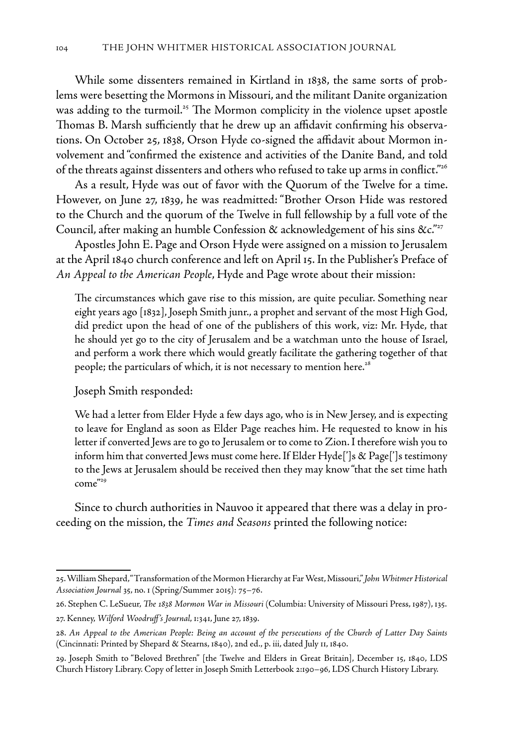While some dissenters remained in Kirtland in 1838, the same sorts of problems were besetting the Mormons in Missouri, and the militant Danite organization was adding to the turmoil.[25] The Mormon complicity in the violence upset apostle Thomas B. Marsh sufficiently that he drew up an affidavit confirming his observations. On October 25, 1838, Orson Hyde co-signed the affidavit about Mormon involvement and "confirmed the existence and activities of the Danite Band, and told of the threats against dissenters and others who refused to take up arms in conflict."[26]

As a result, Hyde was out of favor with the Quorum of the Twelve for a time. However, on June 27, 1839, he was readmitted: "Brother Orson Hide was restored to the Church and the quorum of the Twelve in full fellowship by a full vote of the Council, after making an humble Confession & acknowledgement of his sins &c."[27]

Apostles John E. Page and Orson Hyde were assigned on a mission to Jerusalem at the April 1840 church conference and left on April 15. In the Publisher's Preface of *An Appeal to the American People*, Hyde and Page wrote about their mission:

> The circumstances which gave rise to this mission, are quite peculiar. Something near eight years ago [1832], Joseph Smith junr., a prophet and servant of the most High God, did predict upon the head of one of the publishers of this work, viz: Mr. Hyde, that he should yet go to the city of Jerusalem and be a watchman unto the house of Israel, and perform a work there which would greatly facilitate the gathering together of that people; the particulars of which, it is not necessary to mention here.[28]

Joseph Smith responded:

> We had a letter from Elder Hyde a few days ago, who is in New Jersey, and is expecting to leave for England as soon as Elder Page reaches him. He requested to know in his letter if converted Jews are to go to Jerusalem or to come to Zion. I therefore wish you to inform him that converted Jews must come here. If Elder Hyde[']s & Page[']s testimony to the Jews at Jerusalem should be received then they may know "that the set time hath come"[29]

Since to church authorities in Nauvoo it appeared that there was a delay in proceeding on the mission, the *Times and Seasons* printed the following notice:

---

25. William Shepard, "Transformation of the Mormon Hierarchy at Far West, Missouri," *John Whitmer Historical Association Journal* 35, no. 1 (Spring/Summer 2015): 75–76.

26. Stephen C. LeSueur, *The 1838 Mormon War in Missouri* (Columbia: University of Missouri Press, 1987), 135.

27. Kenney, *Wilford Woodruff's Journal*, 1:341, June 27, 1839.

28. *An Appeal to the American People: Being an account of the persecutions of the Church of Latter Day Saints* (Cincinnati: Printed by Shepard & Stearns, 1840), 2nd ed., p. iii, dated July 11, 1840.

29. Joseph Smith to "Beloved Brethren" [the Twelve and Elders in Great Britain], December 15, 1840, LDS Church History Library. Copy of letter in Joseph Smith Letterbook 2:190–96, LDS Church History Library.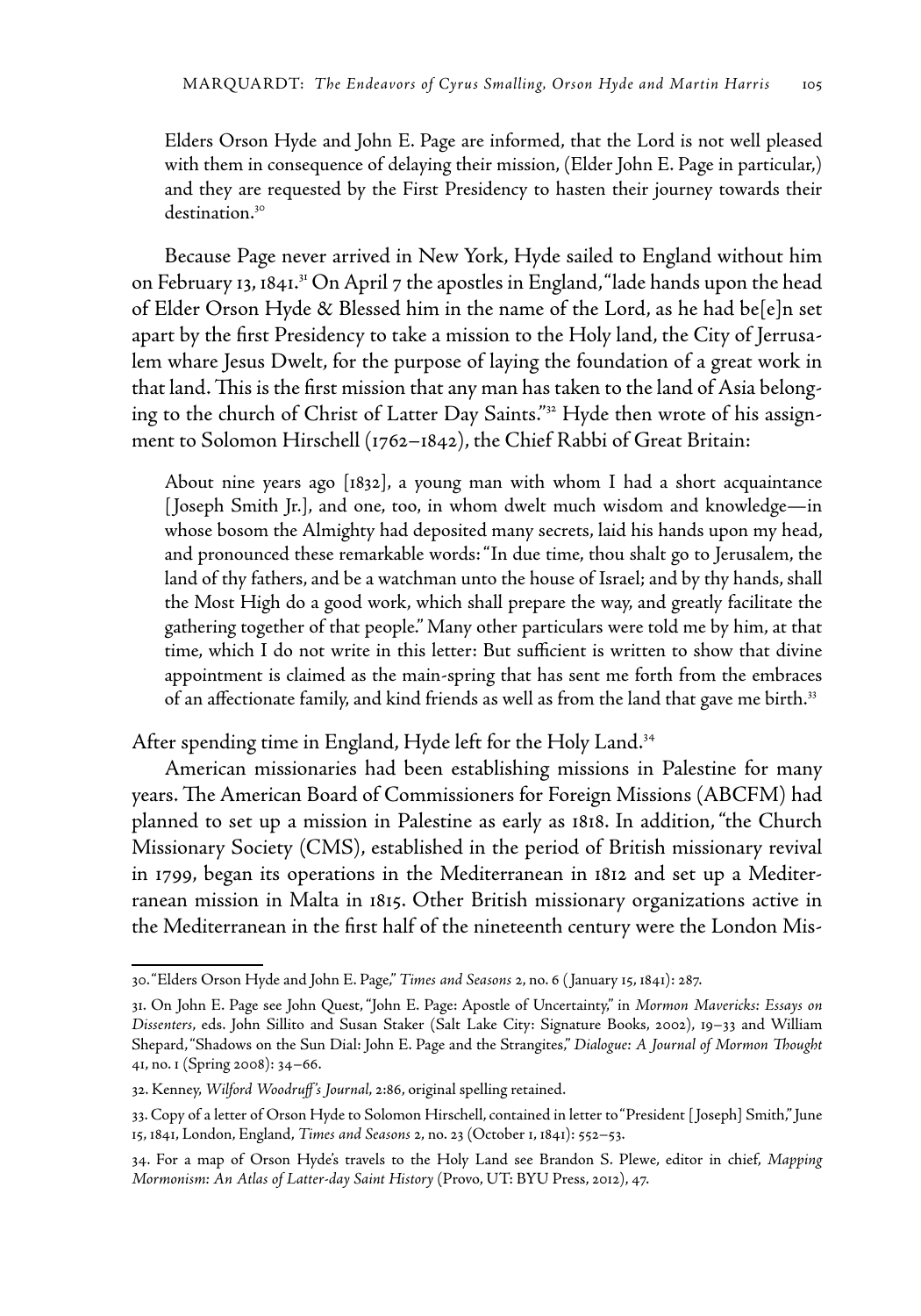> Elders Orson Hyde and John E. Page are informed, that the Lord is not well pleased with them in consequence of delaying their mission, (Elder John E. Page in particular,) and they are requested by the First Presidency to hasten their journey towards their destination.[30]

Because Page never arrived in New York, Hyde sailed to England without him on February 13, 1841.[31] On April 7 the apostles in England, "lade hands upon the head of Elder Orson Hyde & Blessed him in the name of the Lord, as he had be[e]n set apart by the first Presidency to take a mission to the Holy land, the City of Jerrusalem whare Jesus Dwelt, for the purpose of laying the foundation of a great work in that land. This is the first mission that any man has taken to the land of Asia belonging to the church of Christ of Latter Day Saints."[32] Hyde then wrote of his assignment to Solomon Hirschell (1762–1842), the Chief Rabbi of Great Britain:

> About nine years ago [1832], a young man with whom I had a short acquaintance [Joseph Smith Jr.], and one, too, in whom dwelt much wisdom and knowledge—in whose bosom the Almighty had deposited many secrets, laid his hands upon my head, and pronounced these remarkable words: "In due time, thou shalt go to Jerusalem, the land of thy fathers, and be a watchman unto the house of Israel; and by thy hands, shall the Most High do a good work, which shall prepare the way, and greatly facilitate the gathering together of that people." Many other particulars were told me by him, at that time, which I do not write in this letter: But sufficient is written to show that divine appointment is claimed as the main-spring that has sent me forth from the embraces of an affectionate family, and kind friends as well as from the land that gave me birth.[33]

After spending time in England, Hyde left for the Holy Land.[34]

American missionaries had been establishing missions in Palestine for many years. The American Board of Commissioners for Foreign Missions (ABCFM) had planned to set up a mission in Palestine as early as 1818. In addition, "the Church Missionary Society (CMS), established in the period of British missionary revival in 1799, began its operations in the Mediterranean in 1812 and set up a Mediterranean mission in Malta in 1815. Other British missionary organizations active in the Mediterranean in the first half of the nineteenth century were the London Mis-

---

30. "Elders Orson Hyde and John E. Page," *Times and Seasons* 2, no. 6 (January 15, 1841): 287.

31. On John E. Page see John Quest, "John E. Page: Apostle of Uncertainty," in *Mormon Mavericks: Essays on Dissenters*, eds. John Sillito and Susan Staker (Salt Lake City: Signature Books, 2002), 19–33 and William Shepard, "Shadows on the Sun Dial: John E. Page and the Strangites," *Dialogue: A Journal of Mormon Thought* 41, no. 1 (Spring 2008): 34–66.

32. Kenney, *Wilford Woodruff's Journal*, 2:86, original spelling retained.

33. Copy of a letter of Orson Hyde to Solomon Hirschell, contained in letter to "President [Joseph] Smith," June 15, 1841, London, England, *Times and Seasons* 2, no. 23 (October 1, 1841): 552–53.

34. For a map of Orson Hyde's travels to the Holy Land see Brandon S. Plewe, editor in chief, *Mapping Mormonism: An Atlas of Latter-day Saint History* (Provo, UT: BYU Press, 2012), 47.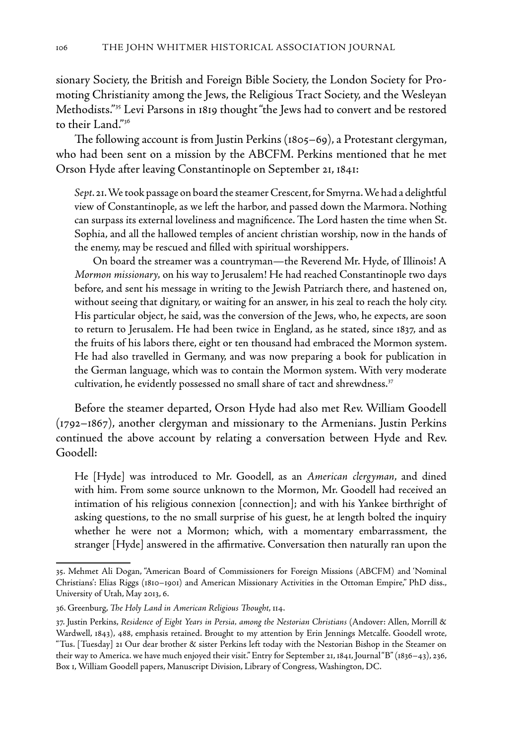sionary Society, the British and Foreign Bible Society, the London Society for Promoting Christianity among the Jews, the Religious Tract Society, and the Wesleyan Methodists."[35] Levi Parsons in 1819 thought "the Jews had to convert and be restored to their Land."[36]

The following account is from Justin Perkins (1805–69), a Protestant clergyman, who had been sent on a mission by the ABCFM. Perkins mentioned that he met Orson Hyde after leaving Constantinople on September 21, 1841:

> *Sept*. 21. We took passage on board the steamer Crescent, for Smyrna. We had a delightful view of Constantinople, as we left the harbor, and passed down the Marmora. Nothing can surpass its external loveliness and magnificence. The Lord hasten the time when St. Sophia, and all the hallowed temples of ancient christian worship, now in the hands of the enemy, may be rescued and filled with spiritual worshippers.
>
> On board the streamer was a countryman—the Reverend Mr. Hyde, of Illinois! A *Mormon missionary*, on his way to Jerusalem! He had reached Constantinople two days before, and sent his message in writing to the Jewish Patriarch there, and hastened on, without seeing that dignitary, or waiting for an answer, in his zeal to reach the holy city. His particular object, he said, was the conversion of the Jews, who, he expects, are soon to return to Jerusalem. He had been twice in England, as he stated, since 1837, and as the fruits of his labors there, eight or ten thousand had embraced the Mormon system. He had also travelled in Germany, and was now preparing a book for publication in the German language, which was to contain the Mormon system. With very moderate cultivation, he evidently possessed no small share of tact and shrewdness.[37]

Before the steamer departed, Orson Hyde had also met Rev. William Goodell (1792–1867), another clergyman and missionary to the Armenians. Justin Perkins continued the above account by relating a conversation between Hyde and Rev. Goodell:

> He [Hyde] was introduced to Mr. Goodell, as an *American clergyman*, and dined with him. From some source unknown to the Mormon, Mr. Goodell had received an intimation of his religious connexion [connection]; and with his Yankee birthright of asking questions, to the no small surprise of his guest, he at length bolted the inquiry whether he were not a Mormon; which, with a momentary embarrassment, the stranger [Hyde] answered in the affirmative. Conversation then naturally ran upon the

---

35. Mehmet Ali Dogan, "American Board of Commissioners for Foreign Missions (ABCFM) and 'Nominal Christians': Elias Riggs (1810–1901) and American Missionary Activities in the Ottoman Empire," PhD diss., University of Utah, May 2013, 6.

36. Greenburg, *The Holy Land in American Religious Thought*, 114.

37. Justin Perkins, *Residence of Eight Years in Persia, among the Nestorian Christians* (Andover: Allen, Morrill & Wardwell, 1843), 488, emphasis retained. Brought to my attention by Erin Jennings Metcalfe. Goodell wrote, "Tus. [Tuesday] 21 Our dear brother & sister Perkins left today with the Nestorian Bishop in the Steamer on their way to America. we have much enjoyed their visit." Entry for September 21, 1841, Journal "B" (1836–43), 236, Box 1, William Goodell papers, Manuscript Division, Library of Congress, Washington, DC.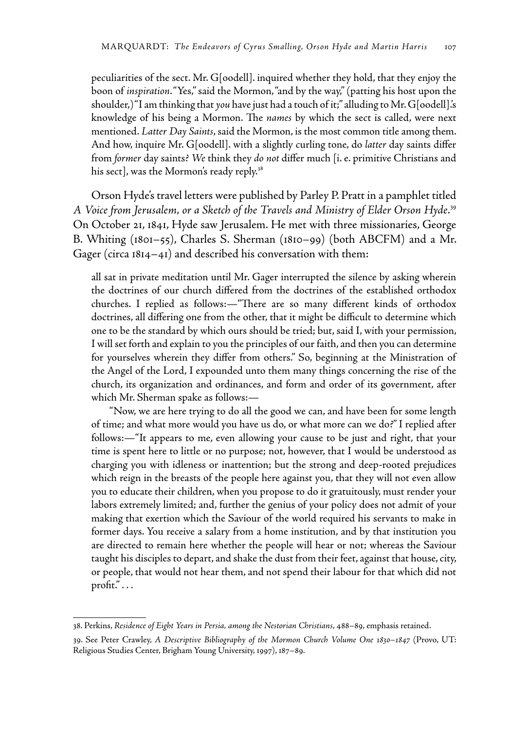peculiarities of the sect. Mr. G[oodell]. inquired whether they hold, that they enjoy the boon of *inspiration*. "Yes," said the Mormon, "and by the way," (patting his host upon the shoulder,) "I am thinking that *you* have just had a touch of it;" alluding to Mr. G[oodell].'s knowledge of his being a Mormon. The *names* by which the sect is called, were next mentioned. *Latter Day Saints*, said the Mormon, is the most common title among them. And how, inquire Mr. G[oodell]. with a slightly curling tone, do *latter* day saints differ from *former* day saints? *We* think they *do not* differ much [i. e. primitive Christians and his sect], was the Mormon's ready reply.[38]

Orson Hyde's travel letters were published by Parley P. Pratt in a pamphlet titled *A Voice from Jerusalem, or a Sketch of the Travels and Ministry of Elder Orson Hyde*.[39] On October 21, 1841, Hyde saw Jerusalem. He met with three missionaries, George B. Whiting (1801–55), Charles S. Sherman (1810–99) (both ABCFM) and a Mr. Gager (circa 1814–41) and described his conversation with them:

> all sat in private meditation until Mr. Gager interrupted the silence by asking wherein the doctrines of our church differed from the doctrines of the established orthodox churches. I replied as follows:—"There are so many different kinds of orthodox doctrines, all differing one from the other, that it might be difficult to determine which one to be the standard by which ours should be tried; but, said I, with your permission, I will set forth and explain to you the principles of our faith, and then you can determine for yourselves wherein they differ from others." So, beginning at the Ministration of the Angel of the Lord, I expounded unto them many things concerning the rise of the church, its organization and ordinances, and form and order of its government, after which Mr. Sherman spake as follows:—
>
> "Now, we are here trying to do all the good we can, and have been for some length of time; and what more would you have us do, or what more can we do?" I replied after follows:—"It appears to me, even allowing your cause to be just and right, that your time is spent here to little or no purpose; not, however, that I would be understood as charging you with idleness or inattention; but the strong and deep-rooted prejudices which reign in the breasts of the people here against you, that they will not even allow you to educate their children, when you propose to do it gratuitously, must render your labors extremely limited; and, further the genius of your policy does not admit of your making that exertion which the Saviour of the world required his servants to make in former days. You receive a salary from a home institution, and by that institution you are directed to remain here whether the people will hear or not; whereas the Saviour taught his disciples to depart, and shake the dust from their feet, against that house, city, or people, that would not hear them, and not spend their labour for that which did not profit." . . .

38. Perkins, *Residence of Eight Years in Persia, among the Nestorian Christians*, 488–89, emphasis retained.

39. See Peter Crawley, *A Descriptive Bibliography of the Mormon Church Volume One 1830–1847* (Provo, UT: Religious Studies Center, Brigham Young University, 1997), 187–89.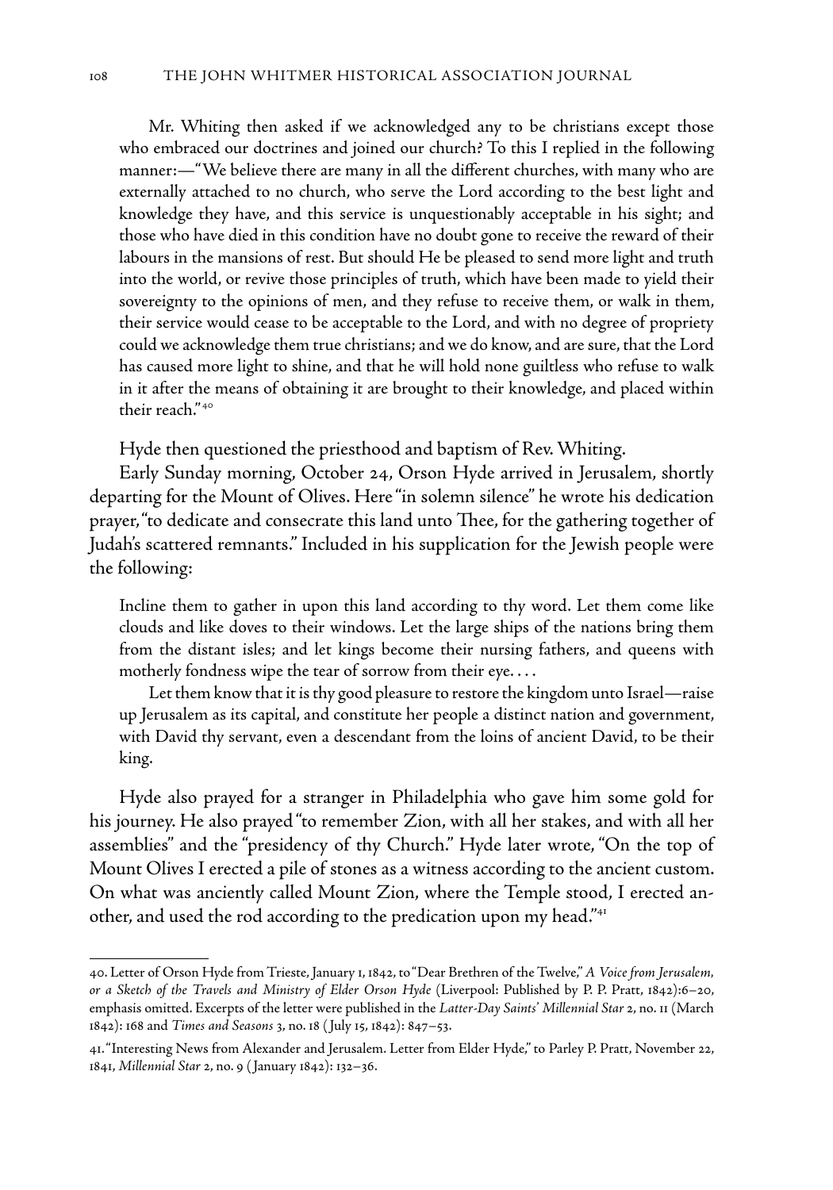Mr. Whiting then asked if we acknowledged any to be christians except those who embraced our doctrines and joined our church? To this I replied in the following manner:—"We believe there are many in all the different churches, with many who are externally attached to no church, who serve the Lord according to the best light and knowledge they have, and this service is unquestionably acceptable in his sight; and those who have died in this condition have no doubt gone to receive the reward of their labours in the mansions of rest. But should He be pleased to send more light and truth into the world, or revive those principles of truth, which have been made to yield their sovereignty to the opinions of men, and they refuse to receive them, or walk in them, their service would cease to be acceptable to the Lord, and with no degree of propriety could we acknowledge them true christians; and we do know, and are sure, that the Lord has caused more light to shine, and that he will hold none guiltless who refuse to walk in it after the means of obtaining it are brought to their knowledge, and placed within their reach."[40]

Hyde then questioned the priesthood and baptism of Rev. Whiting.

Early Sunday morning, October 24, Orson Hyde arrived in Jerusalem, shortly departing for the Mount of Olives. Here "in solemn silence" he wrote his dedication prayer, "to dedicate and consecrate this land unto Thee, for the gathering together of Judah's scattered remnants." Included in his supplication for the Jewish people were the following:

> Incline them to gather in upon this land according to thy word. Let them come like clouds and like doves to their windows. Let the large ships of the nations bring them from the distant isles; and let kings become their nursing fathers, and queens with motherly fondness wipe the tear of sorrow from their eye. . . .
>
> Let them know that it is thy good pleasure to restore the kingdom unto Israel—raise up Jerusalem as its capital, and constitute her people a distinct nation and government, with David thy servant, even a descendant from the loins of ancient David, to be their king.

Hyde also prayed for a stranger in Philadelphia who gave him some gold for his journey. He also prayed "to remember Zion, with all her stakes, and with all her assemblies" and the "presidency of thy Church." Hyde later wrote, "On the top of Mount Olives I erected a pile of stones as a witness according to the ancient custom. On what was anciently called Mount Zion, where the Temple stood, I erected another, and used the rod according to the predication upon my head."[41]

---

40. Letter of Orson Hyde from Trieste, January 1, 1842, to "Dear Brethren of the Twelve," *A Voice from Jerusalem, or a Sketch of the Travels and Ministry of Elder Orson Hyde* (Liverpool: Published by P. P. Pratt, 1842):6–20, emphasis omitted. Excerpts of the letter were published in the *Latter-Day Saints' Millennial Star* 2, no. 11 (March 1842): 168 and *Times and Seasons* 3, no. 18 (July 15, 1842): 847–53.

41. "Interesting News from Alexander and Jerusalem. Letter from Elder Hyde," to Parley P. Pratt, November 22, 1841, *Millennial Star* 2, no. 9 (January 1842): 132–36.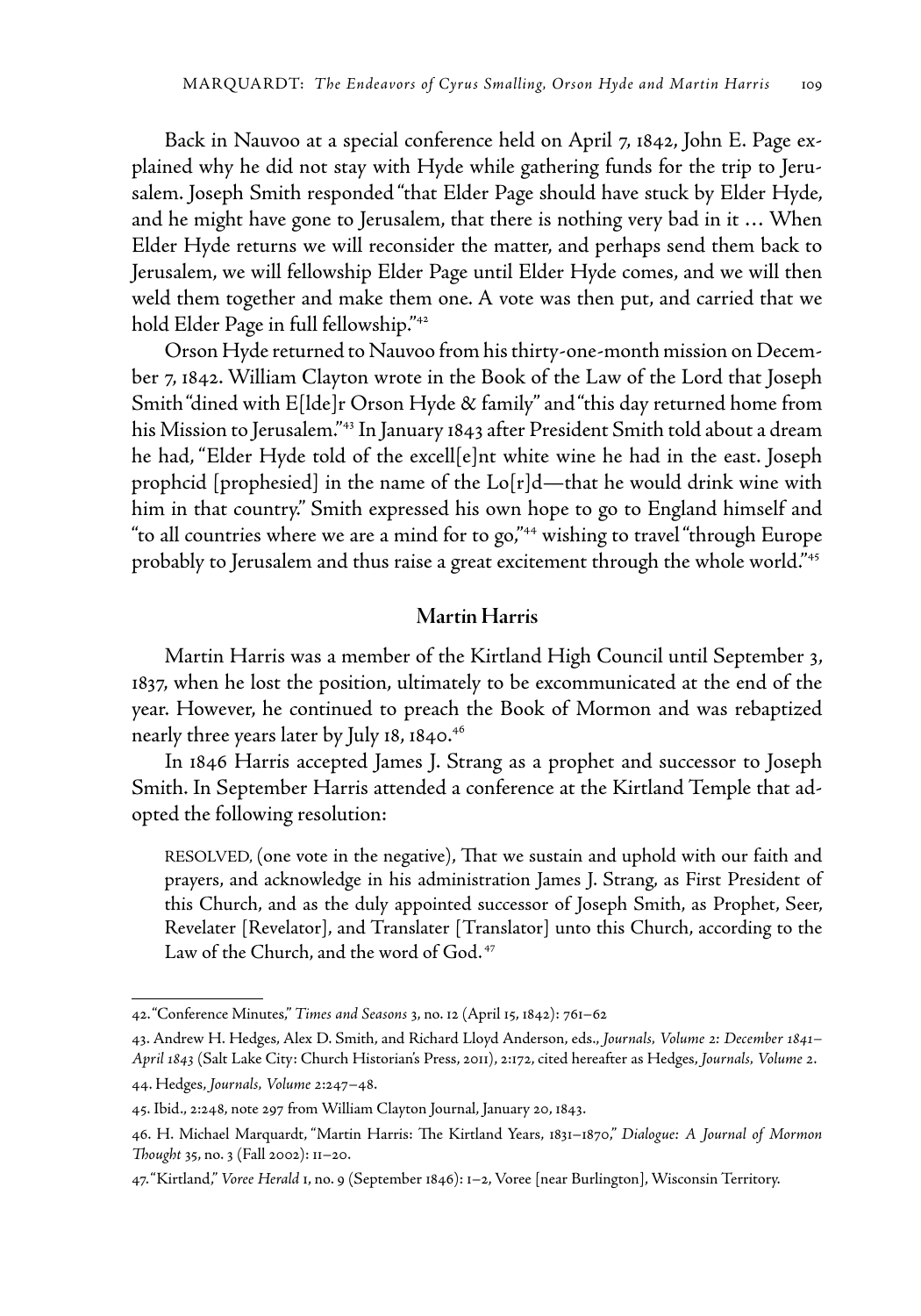Back in Nauvoo at a special conference held on April 7, 1842, John E. Page explained why he did not stay with Hyde while gathering funds for the trip to Jerusalem. Joseph Smith responded "that Elder Page should have stuck by Elder Hyde, and he might have gone to Jerusalem, that there is nothing very bad in it … When Elder Hyde returns we will reconsider the matter, and perhaps send them back to Jerusalem, we will fellowship Elder Page until Elder Hyde comes, and we will then weld them together and make them one. A vote was then put, and carried that we hold Elder Page in full fellowship."[42]

Orson Hyde returned to Nauvoo from his thirty-one-month mission on December 7, 1842. William Clayton wrote in the Book of the Law of the Lord that Joseph Smith "dined with E[lde]r Orson Hyde & family" and "this day returned home from his Mission to Jerusalem."[43] In January 1843 after President Smith told about a dream he had, "Elder Hyde told of the excell[e]nt white wine he had in the east. Joseph prophcid [prophesied] in the name of the Lo[r]d—that he would drink wine with him in that country." Smith expressed his own hope to go to England himself and "to all countries where we are a mind for to go,"[44] wishing to travel "through Europe probably to Jerusalem and thus raise a great excitement through the whole world."[45]

## Martin Harris

Martin Harris was a member of the Kirtland High Council until September 3, 1837, when he lost the position, ultimately to be excommunicated at the end of the year. However, he continued to preach the Book of Mormon and was rebaptized nearly three years later by July 18, 1840.[46]

In 1846 Harris accepted James J. Strang as a prophet and successor to Joseph Smith. In September Harris attended a conference at the Kirtland Temple that adopted the following resolution:

> RESOLVED, (one vote in the negative), That we sustain and uphold with our faith and prayers, and acknowledge in his administration James J. Strang, as First President of this Church, and as the duly appointed successor of Joseph Smith, as Prophet, Seer, Revelater [Revelator], and Translater [Translator] unto this Church, according to the Law of the Church, and the word of God.[47]

---

42. "Conference Minutes," *Times and Seasons* 3, no. 12 (April 15, 1842): 761–62

43. Andrew H. Hedges, Alex D. Smith, and Richard Lloyd Anderson, eds., *Journals, Volume 2: December 1841–April 1843* (Salt Lake City: Church Historian's Press, 2011), 2:172, cited hereafter as Hedges, *Journals, Volume 2*.

44. Hedges, *Journals, Volume 2*:247–48.

45. Ibid., 2:248, note 297 from William Clayton Journal, January 20, 1843.

46. H. Michael Marquardt, "Martin Harris: The Kirtland Years, 1831–1870," *Dialogue: A Journal of Mormon Thought* 35, no. 3 (Fall 2002): 11–20.

47. "Kirtland," *Voree Herald* 1, no. 9 (September 1846): 1–2, Voree [near Burlington], Wisconsin Territory.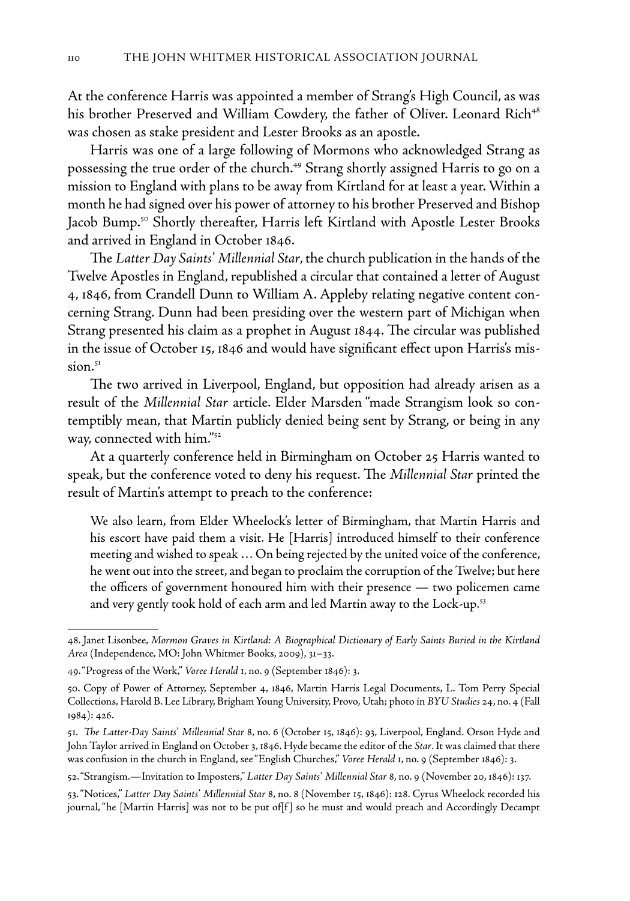At the conference Harris was appointed a member of Strang's High Council, as was his brother Preserved and William Cowdery, the father of Oliver. Leonard Rich[48] was chosen as stake president and Lester Brooks as an apostle.

Harris was one of a large following of Mormons who acknowledged Strang as possessing the true order of the church.[49] Strang shortly assigned Harris to go on a mission to England with plans to be away from Kirtland for at least a year. Within a month he had signed over his power of attorney to his brother Preserved and Bishop Jacob Bump.[50] Shortly thereafter, Harris left Kirtland with Apostle Lester Brooks and arrived in England in October 1846.

The *Latter Day Saints' Millennial Star*, the church publication in the hands of the Twelve Apostles in England, republished a circular that contained a letter of August 4, 1846, from Crandell Dunn to William A. Appleby relating negative content concerning Strang. Dunn had been presiding over the western part of Michigan when Strang presented his claim as a prophet in August 1844. The circular was published in the issue of October 15, 1846 and would have significant effect upon Harris's mission.[51]

The two arrived in Liverpool, England, but opposition had already arisen as a result of the *Millennial Star* article. Elder Marsden "made Strangism look so contemptibly mean, that Martin publicly denied being sent by Strang, or being in any way, connected with him."[52]

At a quarterly conference held in Birmingham on October 25 Harris wanted to speak, but the conference voted to deny his request. The *Millennial Star* printed the result of Martin's attempt to preach to the conference:

> We also learn, from Elder Wheelock's letter of Birmingham, that Martin Harris and his escort have paid them a visit. He [Harris] introduced himself to their conference meeting and wished to speak … On being rejected by the united voice of the conference, he went out into the street, and began to proclaim the corruption of the Twelve; but here the officers of government honoured him with their presence — two policemen came and very gently took hold of each arm and led Martin away to the Lock-up.[53]

---

48. Janet Lisonbee, *Mormon Graves in Kirtland: A Biographical Dictionary of Early Saints Buried in the Kirtland Area* (Independence, MO: John Whitmer Books, 2009), 31–33.

49. "Progress of the Work," *Voree Herald* 1, no. 9 (September 1846): 3.

50. Copy of Power of Attorney, September 4, 1846, Martin Harris Legal Documents, L. Tom Perry Special Collections, Harold B. Lee Library, Brigham Young University, Provo, Utah; photo in *BYU Studies* 24, no. 4 (Fall 1984): 426.

51. *The Latter-Day Saints' Millennial Star* 8, no. 6 (October 15, 1846): 93, Liverpool, England. Orson Hyde and John Taylor arrived in England on October 3, 1846. Hyde became the editor of the *Star*. It was claimed that there was confusion in the church in England, see "English Churches," *Voree Herald* 1, no. 9 (September 1846): 3.

52. "Strangism.—Invitation to Imposters," *Latter Day Saints' Millennial Star* 8, no. 9 (November 20, 1846): 137.

53. "Notices," *Latter Day Saints' Millennial Star* 8, no. 8 (November 15, 1846): 128. Cyrus Wheelock recorded his journal, "he [Martin Harris] was not to be put of[f] so he must and would preach and Accordingly Decampt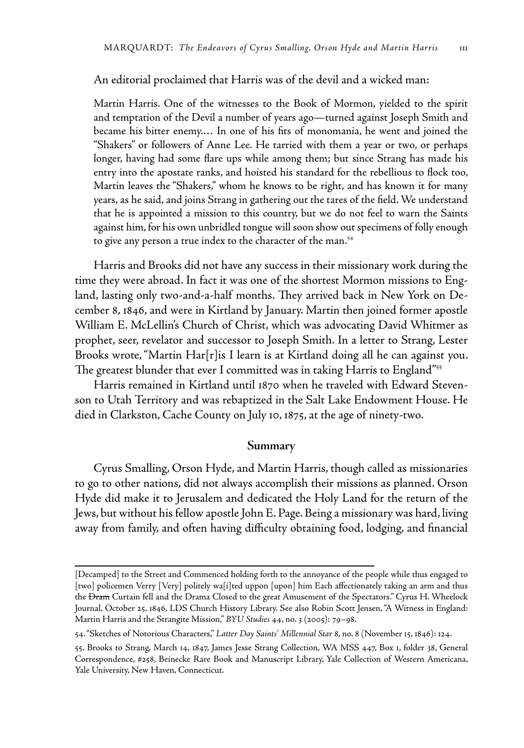An editorial proclaimed that Harris was of the devil and a wicked man:

> Martin Harris. One of the witnesses to the Book of Mormon, yielded to the spirit and temptation of the Devil a number of years ago—turned against Joseph Smith and became his bitter enemy.… In one of his fits of monomania, he went and joined the "Shakers" or followers of Anne Lee. He tarried with them a year or two, or perhaps longer, having had some flare ups while among them; but since Strang has made his entry into the apostate ranks, and hoisted his standard for the rebellious to flock too, Martin leaves the "Shakers," whom he knows to be right, and has known it for many years, as he said, and joins Strang in gathering out the tares of the field. We understand that he is appointed a mission to this country, but we do not feel to warn the Saints against him, for his own unbridled tongue will soon show out specimens of folly enough to give any person a true index to the character of the man.[54]

Harris and Brooks did not have any success in their missionary work during the time they were abroad. In fact it was one of the shortest Mormon missions to England, lasting only two-and-a-half months. They arrived back in New York on December 8, 1846, and were in Kirtland by January. Martin then joined former apostle William E. McLellin's Church of Christ, which was advocating David Whitmer as prophet, seer, revelator and successor to Joseph Smith. In a letter to Strang, Lester Brooks wrote, "Martin Har[r]is I learn is at Kirtland doing all he can against you. The greatest blunder that ever I committed was in taking Harris to England"[55]

Harris remained in Kirtland until 1870 when he traveled with Edward Stevenson to Utah Territory and was rebaptized in the Salt Lake Endowment House. He died in Clarkston, Cache County on July 10, 1875, at the age of ninety-two.

## Summary

Cyrus Smalling, Orson Hyde, and Martin Harris, though called as missionaries to go to other nations, did not always accomplish their missions as planned. Orson Hyde did make it to Jerusalem and dedicated the Holy Land for the return of the Jews, but without his fellow apostle John E. Page. Being a missionary was hard, living away from family, and often having difficulty obtaining food, lodging, and financial

---

[Decamped] to the Street and Commenced holding forth to the annoyance of the people while thus engaged to [two] policemen Verry [Very] politely wa[i]ted uppon [upon] him Each affectionately taking an arm and thus the ~~Dram~~ Curtain fell and the Drama Closed to the great Amusement of the Spectators." Cyrus H. Wheelock Journal, October 25, 1846, LDS Church History Library. See also Robin Scott Jensen, "A Witness in England: Martin Harris and the Strangite Mission," *BYU Studies* 44, no. 3 (2005): 79–98.

54. "Sketches of Notorious Characters," *Latter Day Saints' Millennial Star* 8, no. 8 (November 15, 1846): 124.

55. Brooks to Strang, March 14, 1847, James Jesse Strang Collection, WA MSS 447, Box 1, folder 38, General Correspondence, #258, Beinecke Rare Book and Manuscript Library, Yale Collection of Western Americana, Yale University, New Haven, Connecticut.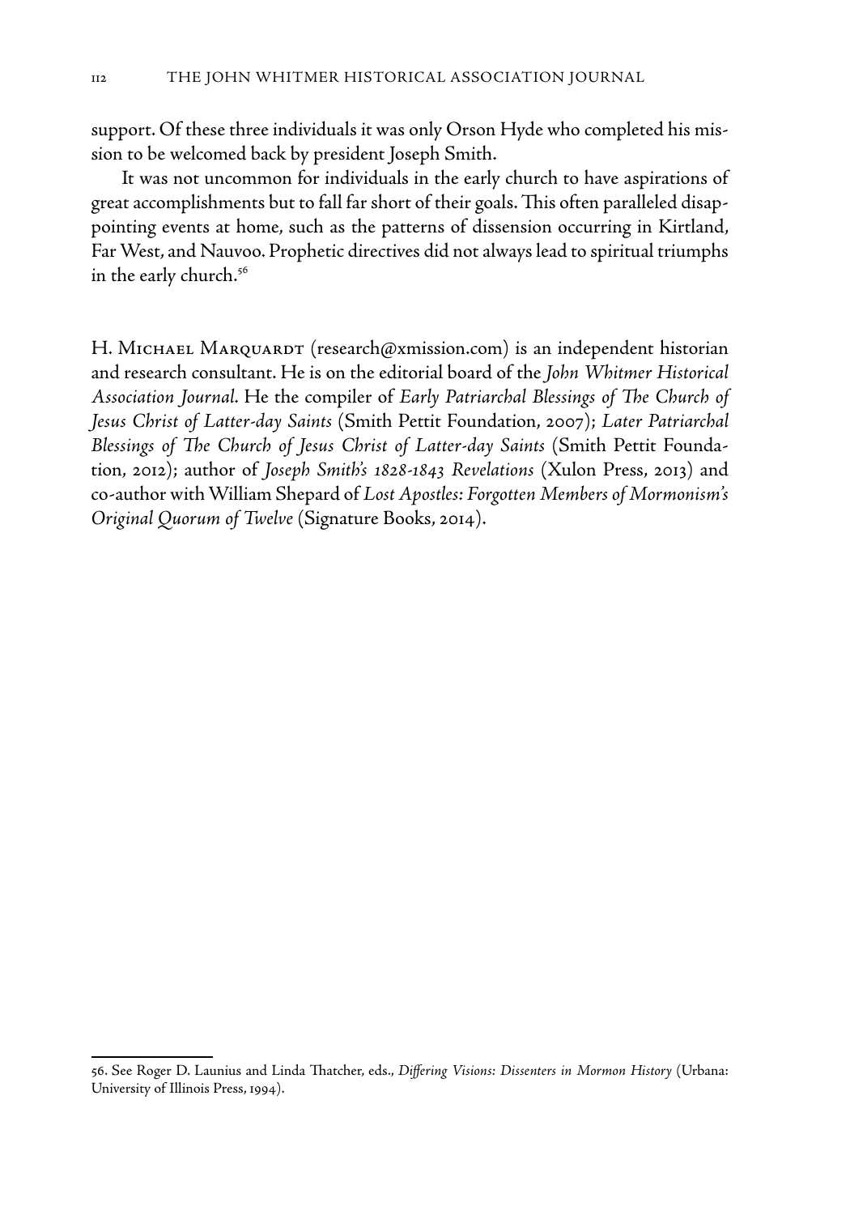support. Of these three individuals it was only Orson Hyde who completed his mission to be welcomed back by president Joseph Smith.

It was not uncommon for individuals in the early church to have aspirations of great accomplishments but to fall far short of their goals. This often paralleled disappointing events at home, such as the patterns of dissension occurring in Kirtland, Far West, and Nauvoo. Prophetic directives did not always lead to spiritual triumphs in the early church.[56]

H. Michael Marquardt (research@xmission.com) is an independent historian and research consultant. He is on the editorial board of the *John Whitmer Historical Association Journal*. He the compiler of *Early Patriarchal Blessings of The Church of Jesus Christ of Latter-day Saints* (Smith Pettit Foundation, 2007); *Later Patriarchal Blessings of The Church of Jesus Christ of Latter-day Saints* (Smith Pettit Foundation, 2012); author of *Joseph Smith's 1828-1843 Revelations* (Xulon Press, 2013) and co-author with William Shepard of *Lost Apostles: Forgotten Members of Mormonism's Original Quorum of Twelve* (Signature Books, 2014).

---

56. See Roger D. Launius and Linda Thatcher, eds., *Differing Visions: Dissenters in Mormon History* (Urbana: University of Illinois Press, 1994).